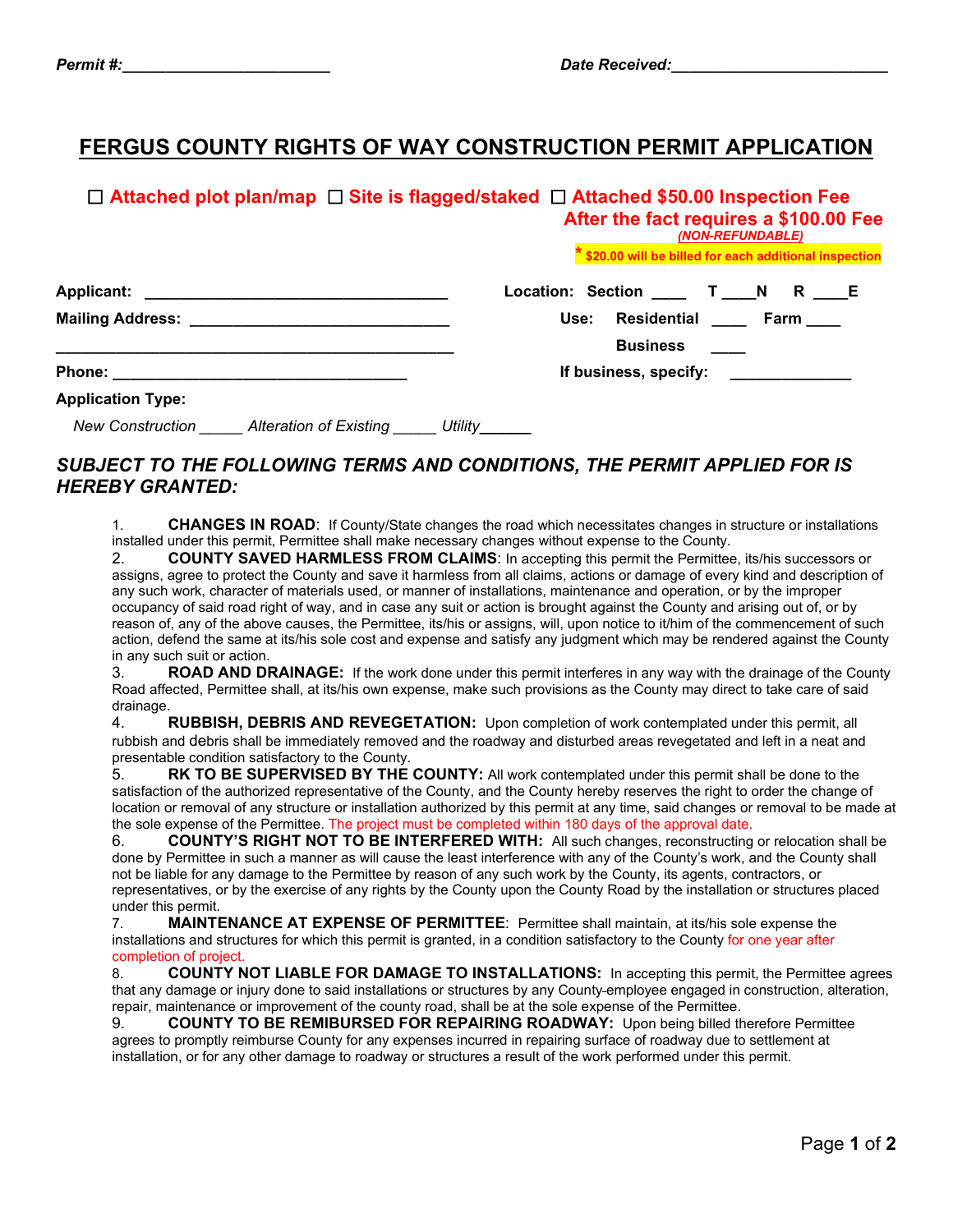**Permit #:________________________** **Date Received:_________________________**

# FERGUS COUNTY RIGHTS OF WAY CONSTRUCTION PERMIT APPLICATION

☐ **Attached plot plan/map** ☐ **Site is flagged/staked** ☐ **Attached $50.00 Inspection Fee**

**After the fact requires a $100.00 Fee**

***(NON-REFUNDABLE)***

**\* $20.00 will be billed for each additional inspection**

**Applicant:** ___________________________________ **Location: Section** ____ **T** ____**N** **R** ____**E**

**Mailing Address:** ______________________________ **Use: Residential** ____ **Farm** ____

_____________________________________________ **Business** ____

**Phone:** __________________________________ **If business, specify:** _____________

**Application Type:**

*New Construction* _____ *Alteration of Existing* _____ *Utility*______

## *SUBJECT TO THE FOLLOWING TERMS AND CONDITIONS, THE PERMIT APPLIED FOR IS HEREBY GRANTED:*

1. **CHANGES IN ROAD**: If County/State changes the road which necessitates changes in structure or installations installed under this permit, Permittee shall make necessary changes without expense to the County.
2. **COUNTY SAVED HARMLESS FROM CLAIMS**: In accepting this permit the Permittee, its/his successors or assigns, agree to protect the County and save it harmless from all claims, actions or damage of every kind and description of any such work, character of materials used, or manner of installations, maintenance and operation, or by the improper occupancy of said road right of way, and in case any suit or action is brought against the County and arising out of, or by reason of, any of the above causes, the Permittee, its/his or assigns, will, upon notice to it/him of the commencement of such action, defend the same at its/his sole cost and expense and satisfy any judgment which may be rendered against the County in any such suit or action.
3. **ROAD AND DRAINAGE:** If the work done under this permit interferes in any way with the drainage of the County Road affected, Permittee shall, at its/his own expense, make such provisions as the County may direct to take care of said drainage.
4. **RUBBISH, DEBRIS AND REVEGETATION:** Upon completion of work contemplated under this permit, all rubbish and debris shall be immediately removed and the roadway and disturbed areas revegetated and left in a neat and presentable condition satisfactory to the County.
5. **RK TO BE SUPERVISED BY THE COUNTY:** All work contemplated under this permit shall be done to the satisfaction of the authorized representative of the County, and the County hereby reserves the right to order the change of location or removal of any structure or installation authorized by this permit at any time, said changes or removal to be made at the sole expense of the Permittee. The project must be completed within 180 days of the approval date.
6. **COUNTY'S RIGHT NOT TO BE INTERFERED WITH:** All such changes, reconstructing or relocation shall be done by Permittee in such a manner as will cause the least interference with any of the County's work, and the County shall not be liable for any damage to the Permittee by reason of any such work by the County, its agents, contractors, or representatives, or by the exercise of any rights by the County upon the County Road by the installation or structures placed under this permit.
7. **MAINTENANCE AT EXPENSE OF PERMITTEE**: Permittee shall maintain, at its/his sole expense the installations and structures for which this permit is granted, in a condition satisfactory to the County for one year after completion of project.
8. **COUNTY NOT LIABLE FOR DAMAGE TO INSTALLATIONS:** In accepting this permit, the Permittee agrees that any damage or injury done to said installations or structures by any County-employee engaged in construction, alteration, repair, maintenance or improvement of the county road, shall be at the sole expense of the Permittee.
9. **COUNTY TO BE REMIBURSED FOR REPAIRING ROADWAY:** Upon being billed therefore Permittee agrees to promptly reimburse County for any expenses incurred in repairing surface of roadway due to settlement at installation, or for any other damage to roadway or structures a result of the work performed under this permit.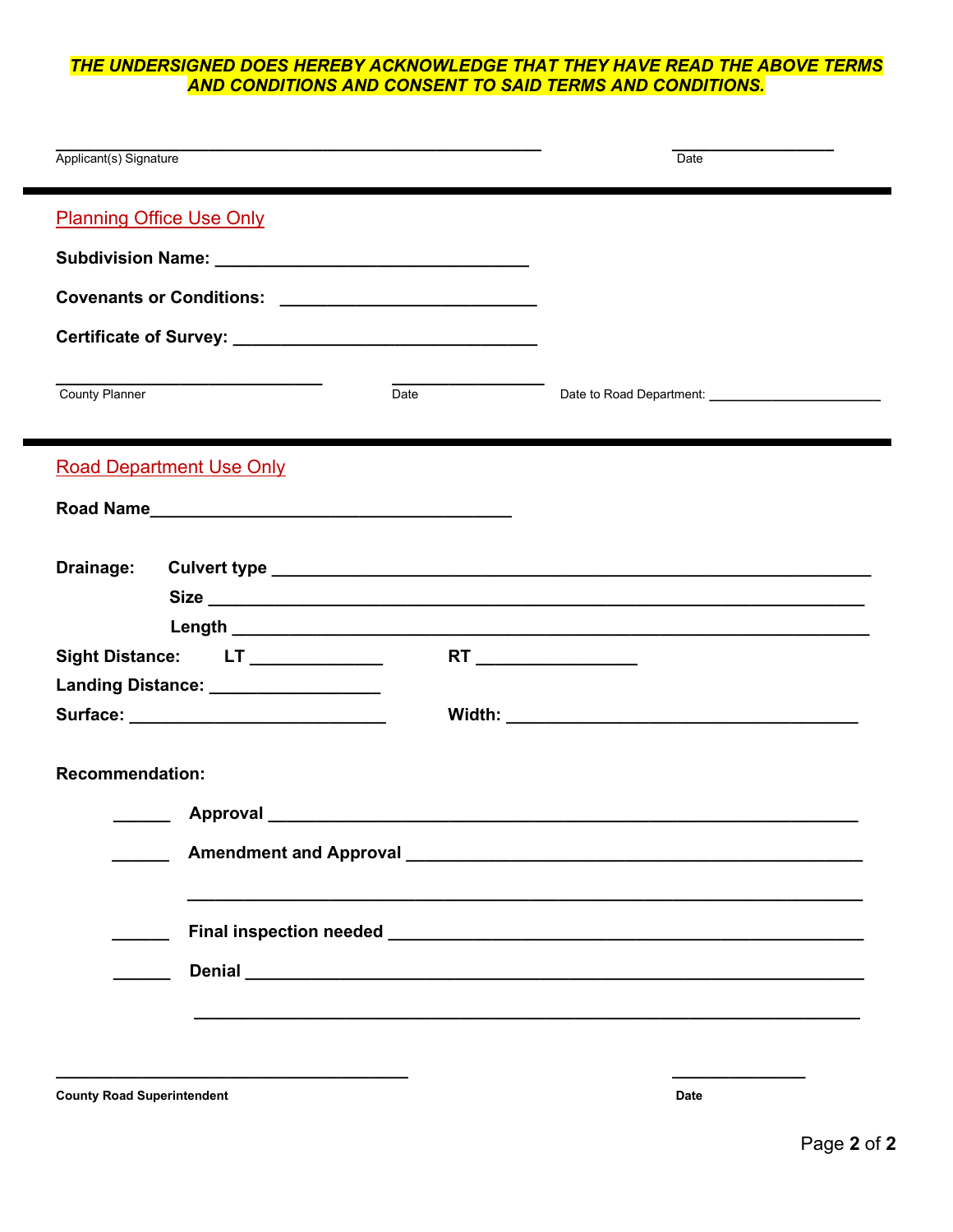***THE UNDERSIGNED DOES HEREBY ACKNOWLEDGE THAT THEY HAVE READ THE ABOVE TERMS AND CONDITIONS AND CONSENT TO SAID TERMS AND CONDITIONS.***

______________________________________________ ________________

Applicant(s) Signature Date

---

## Planning Office Use Only

**Subdivision Name:** ______________________________

**Covenants or Conditions:** ________________________

**Certificate of Survey:** ____________________________

_________________________ ______________

County Planner Date Date to Road Department: ____________________

---

## Road Department Use Only

**Road Name**___________________________________

**Drainage:** **Culvert type** ________________________________________________

**Size** ________________________________________________

**Length** ________________________________________________

**Sight Distance:** **LT** ____________ **RT** ______________

**Landing Distance:** ________________

**Surface:** ________________________ **Width:** _____________________________

**Recommendation:**

_____ **Approval** ________________________________________________

_____ **Amendment and Approval** ______________________________________

________________________________________________

_____ **Final inspection needed** _____________________________________

_____ **Denial** ________________________________________________

________________________________________________

_________________________________ ____________

**County Road Superintendent** **Date**